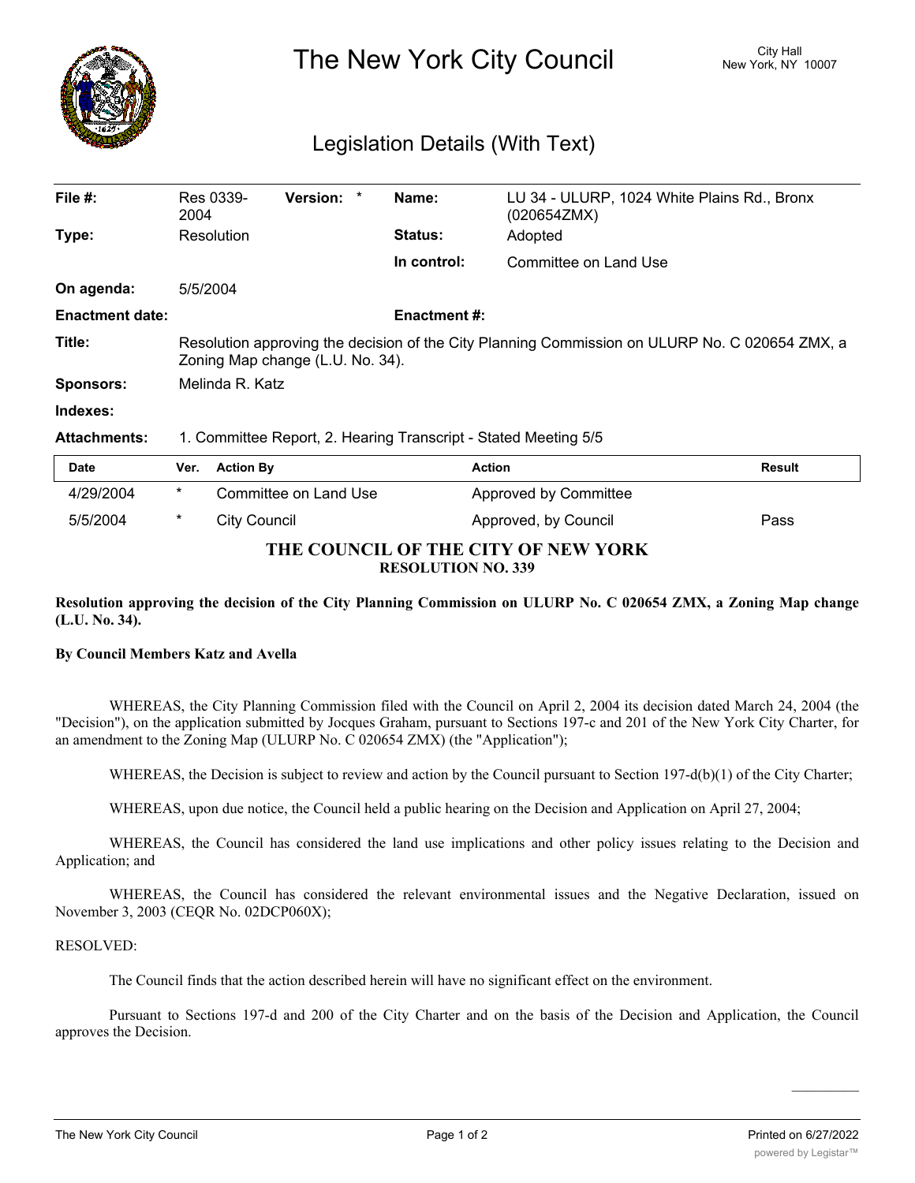# The New York City Council

City Hall
New York, NY 10007

## Legislation Details (With Text)

| | | | | | |
|---|---|---|---|---|---|
| **File #:** | Res 0339-2004 | **Version:** * | | **Name:** | LU 34 - ULURP, 1024 White Plains Rd., Bronx (020654ZMX) |
| **Type:** | Resolution | | | **Status:** | Adopted |
| | | | | **In control:** | Committee on Land Use |
| **On agenda:** | 5/5/2004 | | | | |
| **Enactment date:** | | | | **Enactment #:** | |

**Title:** Resolution approving the decision of the City Planning Commission on ULURP No. C 020654 ZMX, a Zoning Map change (L.U. No. 34).

**Sponsors:** Melinda R. Katz

**Indexes:**

**Attachments:** 1. Committee Report, 2. Hearing Transcript - Stated Meeting 5/5

| Date | Ver. | Action By | Action | Result |
|---|---|---|---|---|
| 4/29/2004 | * | Committee on Land Use | Approved by Committee | |
| 5/5/2004 | * | City Council | Approved, by Council | Pass |

**THE COUNCIL OF THE CITY OF NEW YORK**
**RESOLUTION NO. 339**

**Resolution approving the decision of the City Planning Commission on ULURP No. C 020654 ZMX, a Zoning Map change (L.U. No. 34).**

**By Council Members Katz and Avella**

WHEREAS, the City Planning Commission filed with the Council on April 2, 2004 its decision dated March 24, 2004 (the "Decision"), on the application submitted by Jocques Graham, pursuant to Sections 197-c and 201 of the New York City Charter, for an amendment to the Zoning Map (ULURP No. C 020654 ZMX) (the "Application");

WHEREAS, the Decision is subject to review and action by the Council pursuant to Section 197-d(b)(1) of the City Charter;

WHEREAS, upon due notice, the Council held a public hearing on the Decision and Application on April 27, 2004;

WHEREAS, the Council has considered the land use implications and other policy issues relating to the Decision and Application; and

WHEREAS, the Council has considered the relevant environmental issues and the Negative Declaration, issued on November 3, 2003 (CEQR No. 02DCP060X);

RESOLVED:

The Council finds that the action described herein will have no significant effect on the environment.

Pursuant to Sections 197-d and 200 of the City Charter and on the basis of the Decision and Application, the Council approves the Decision.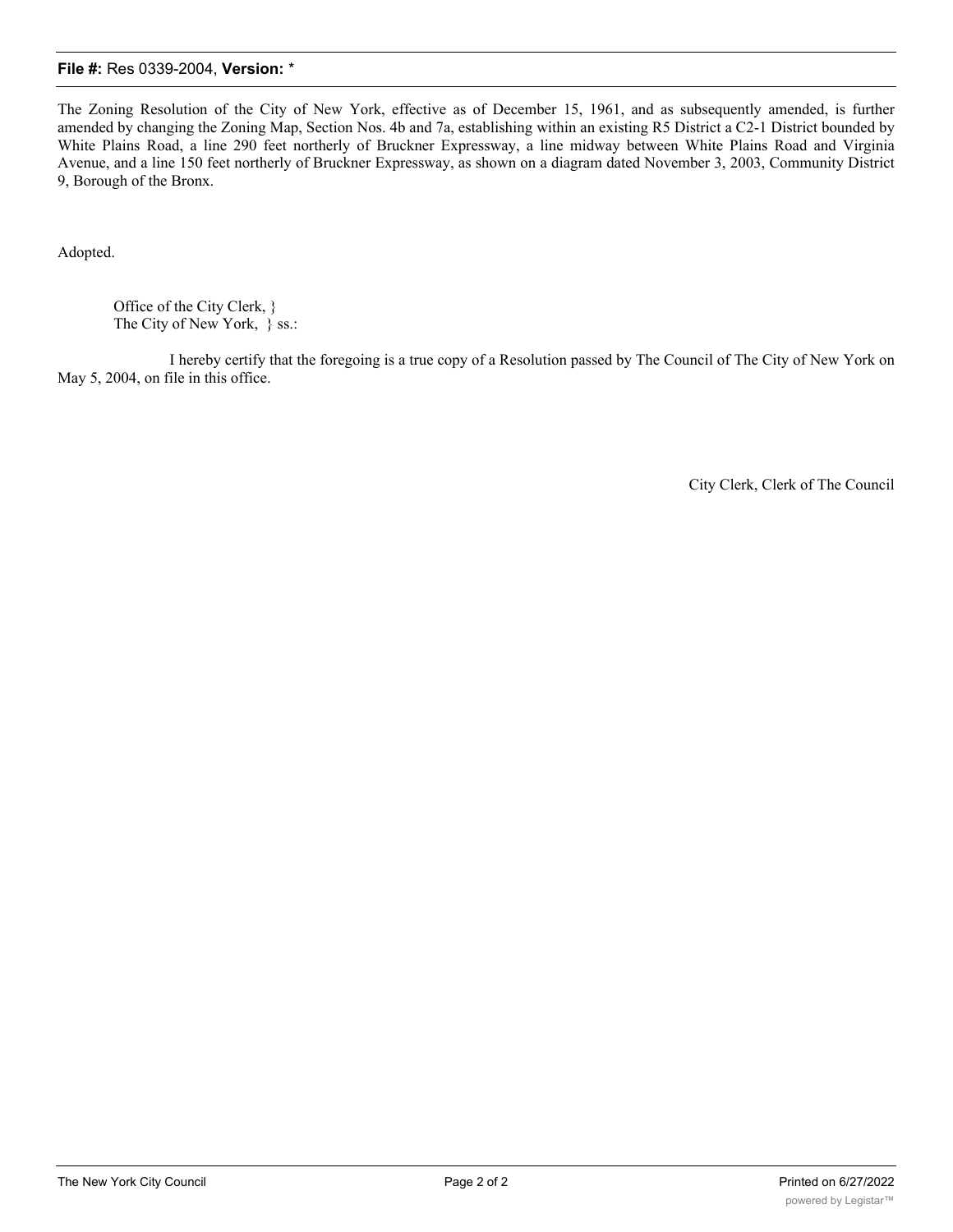The Zoning Resolution of the City of New York, effective as of December 15, 1961, and as subsequently amended, is further amended by changing the Zoning Map, Section Nos. 4b and 7a, establishing within an existing R5 District a C2-1 District bounded by White Plains Road, a line 290 feet northerly of Bruckner Expressway, a line midway between White Plains Road and Virginia Avenue, and a line 150 feet northerly of Bruckner Expressway, as shown on a diagram dated November 3, 2003, Community District 9, Borough of the Bronx.

Adopted.

Office of the City Clerk, }
The City of New York, } ss.:

I hereby certify that the foregoing is a true copy of a Resolution passed by The Council of The City of New York on May 5, 2004, on file in this office.

City Clerk, Clerk of The Council